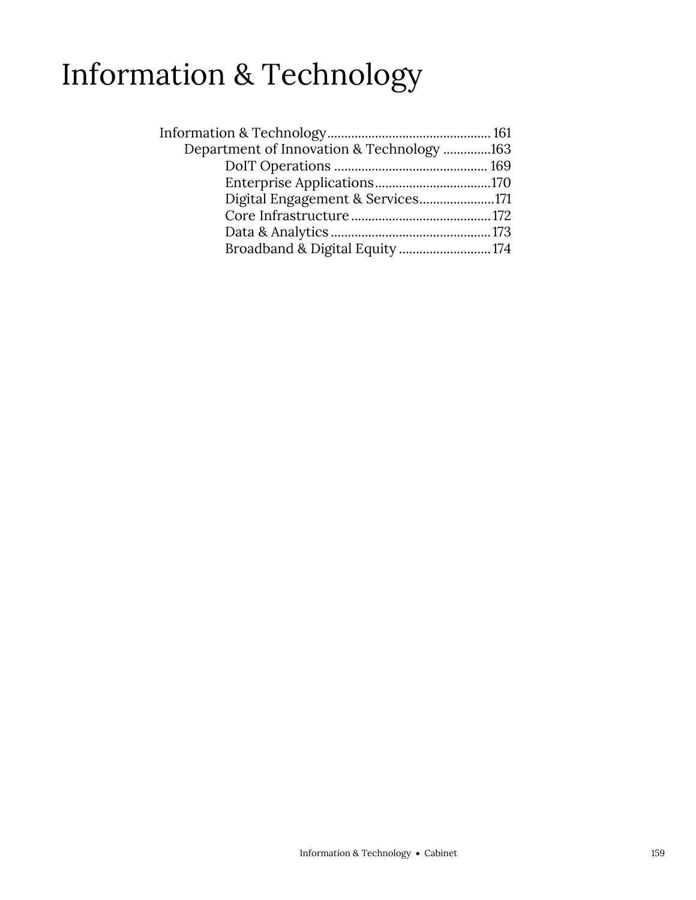# Information & Technology

- Information & Technology ................................................ 161
  - Department of Innovation & Technology ..............163
    - DoIT Operations ............................................ 169
    - Enterprise Applications..................................170
    - Digital Engagement & Services......................171
    - Core Infrastructure ......................................... 172
    - Data & Analytics ............................................... 173
    - Broadband & Digital Equity ........................... 174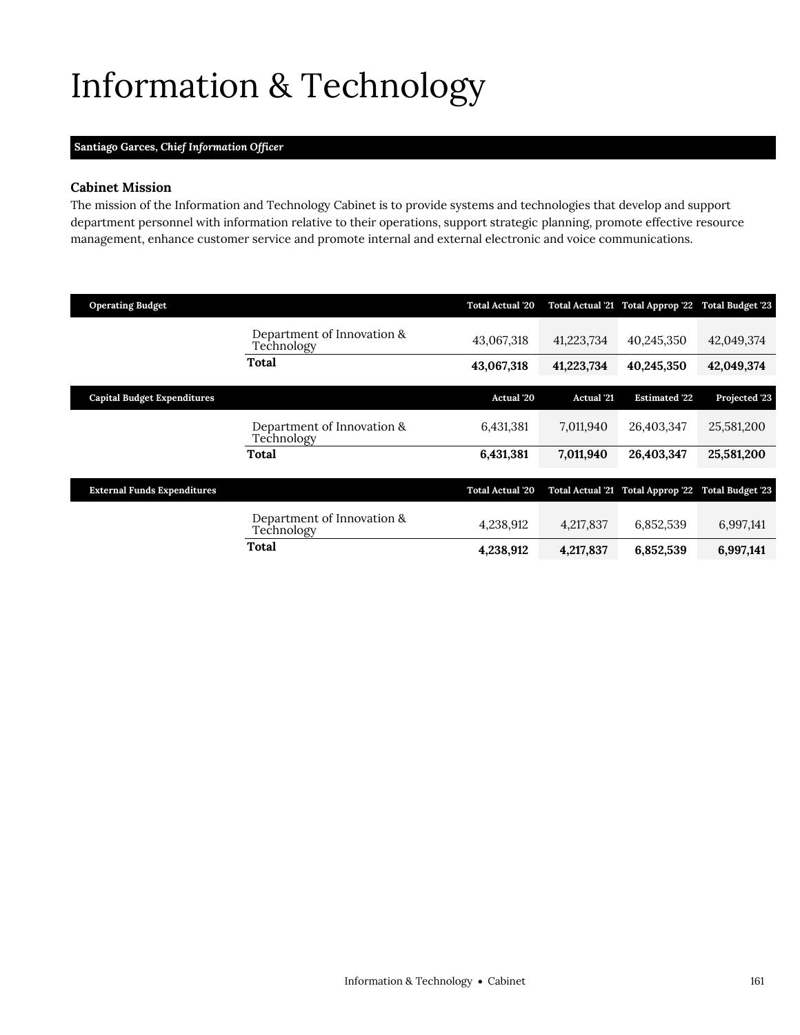# Information & Technology

**Santiago Garces,** ***Chief Information Officer***

### Cabinet Mission

The mission of the Information and Technology Cabinet is to provide systems and technologies that develop and support department personnel with information relative to their operations, support strategic planning, promote effective resource management, enhance customer service and promote internal and external electronic and voice communications.

| Operating Budget | | Total Actual '20 | Total Actual '21 | Total Approp '22 | Total Budget '23 |
|---|---|---|---|---|---|
| | Department of Innovation & Technology | 43,067,318 | 41,223,734 | 40,245,350 | 42,049,374 |
| | **Total** | **43,067,318** | **41,223,734** | **40,245,350** | **42,049,374** |

| Capital Budget Expenditures | | Actual '20 | Actual '21 | Estimated '22 | Projected '23 |
|---|---|---|---|---|---|
| | Department of Innovation & Technology | 6,431,381 | 7,011,940 | 26,403,347 | 25,581,200 |
| | **Total** | **6,431,381** | **7,011,940** | **26,403,347** | **25,581,200** |

| External Funds Expenditures | | Total Actual '20 | Total Actual '21 | Total Approp '22 | Total Budget '23 |
|---|---|---|---|---|---|
| | Department of Innovation & Technology | 4,238,912 | 4,217,837 | 6,852,539 | 6,997,141 |
| | **Total** | **4,238,912** | **4,217,837** | **6,852,539** | **6,997,141** |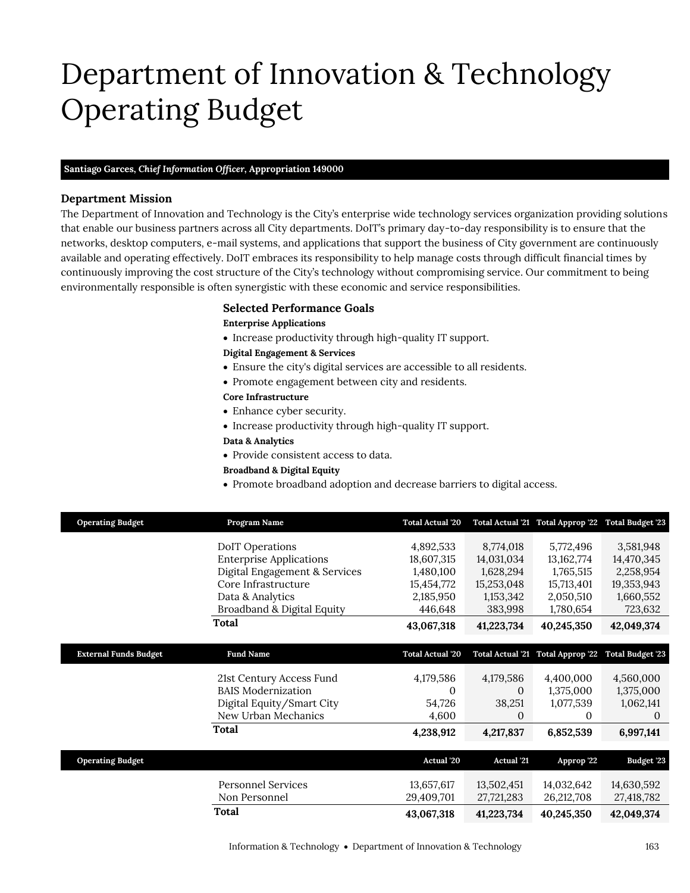# Department of Innovation & Technology Operating Budget

**Santiago Garces, *Chief Information Officer*, Appropriation 149000**

### Department Mission

The Department of Innovation and Technology is the City's enterprise wide technology services organization providing solutions that enable our business partners across all City departments. DoIT's primary day-to-day responsibility is to ensure that the networks, desktop computers, e-mail systems, and applications that support the business of City government are continuously available and operating effectively. DoIT embraces its responsibility to help manage costs through difficult financial times by continuously improving the cost structure of the City's technology without compromising service. Our commitment to being environmentally responsible is often synergistic with these economic and service responsibilities.

### Selected Performance Goals

**Enterprise Applications**

- Increase productivity through high-quality IT support.

**Digital Engagement & Services**

- Ensure the city's digital services are accessible to all residents.
- Promote engagement between city and residents.

**Core Infrastructure**

- Enhance cyber security.
- Increase productivity through high-quality IT support.

**Data & Analytics**

- Provide consistent access to data.

**Broadband & Digital Equity**

- Promote broadband adoption and decrease barriers to digital access.

| Operating Budget | Program Name | Total Actual '20 | Total Actual '21 | Total Approp '22 | Total Budget '23 |
|---|---|---|---|---|---|
| | DoIT Operations | 4,892,533 | 8,774,018 | 5,772,496 | 3,581,948 |
| | Enterprise Applications | 18,607,315 | 14,031,034 | 13,162,774 | 14,470,345 |
| | Digital Engagement & Services | 1,480,100 | 1,628,294 | 1,765,515 | 2,258,954 |
| | Core Infrastructure | 15,454,772 | 15,253,048 | 15,713,401 | 19,353,943 |
| | Data & Analytics | 2,185,950 | 1,153,342 | 2,050,510 | 1,660,552 |
| | Broadband & Digital Equity | 446,648 | 383,998 | 1,780,654 | 723,632 |
| | **Total** | **43,067,318** | **41,223,734** | **40,245,350** | **42,049,374** |

| External Funds Budget | Fund Name | Total Actual '20 | Total Actual '21 | Total Approp '22 | Total Budget '23 |
|---|---|---|---|---|---|
| | 21st Century Access Fund | 4,179,586 | 4,179,586 | 4,400,000 | 4,560,000 |
| | BAIS Modernization | 0 | 0 | 1,375,000 | 1,375,000 |
| | Digital Equity/Smart City | 54,726 | 38,251 | 1,077,539 | 1,062,141 |
| | New Urban Mechanics | 4,600 | 0 | 0 | 0 |
| | **Total** | **4,238,912** | **4,217,837** | **6,852,539** | **6,997,141** |

| Operating Budget | | Actual '20 | Actual '21 | Approp '22 | Budget '23 |
|---|---|---|---|---|---|
| | Personnel Services | 13,657,617 | 13,502,451 | 14,032,642 | 14,630,592 |
| | Non Personnel | 29,409,701 | 27,721,283 | 26,212,708 | 27,418,782 |
| | **Total** | **43,067,318** | **41,223,734** | **40,245,350** | **42,049,374** |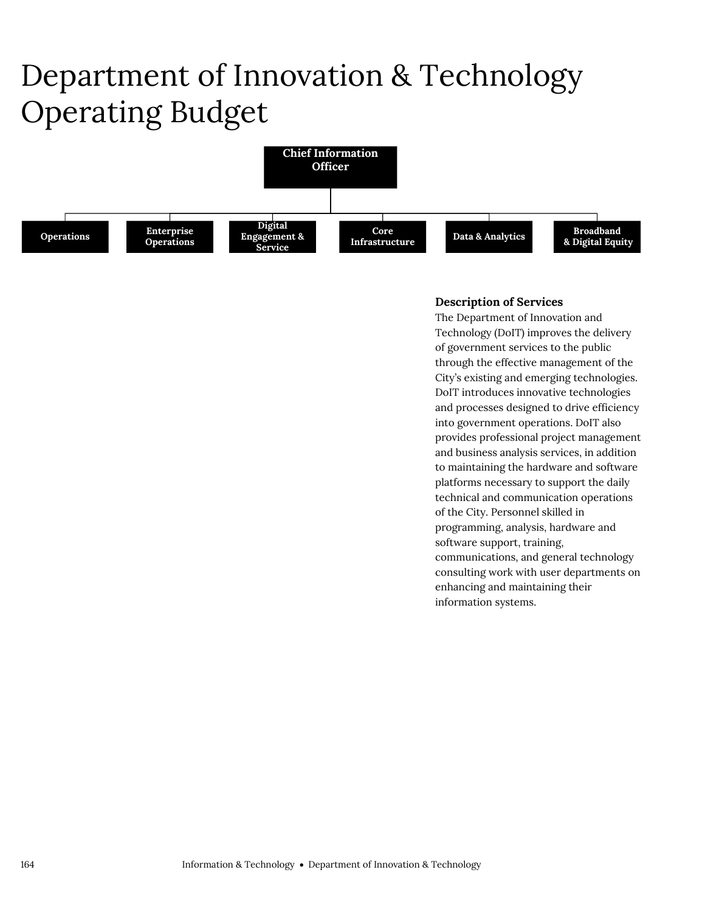# Department of Innovation & Technology Operating Budget

Chief Information Officer

- Operations
- Enterprise Operations
- Digital Engagement & Service
- Core Infrastructure
- Data & Analytics
- Broadband & Digital Equity

### Description of Services

The Department of Innovation and Technology (DoIT) improves the delivery of government services to the public through the effective management of the City's existing and emerging technologies. DoIT introduces innovative technologies and processes designed to drive efficiency into government operations. DoIT also provides professional project management and business analysis services, in addition to maintaining the hardware and software platforms necessary to support the daily technical and communication operations of the City. Personnel skilled in programming, analysis, hardware and software support, training, communications, and general technology consulting work with user departments on enhancing and maintaining their information systems.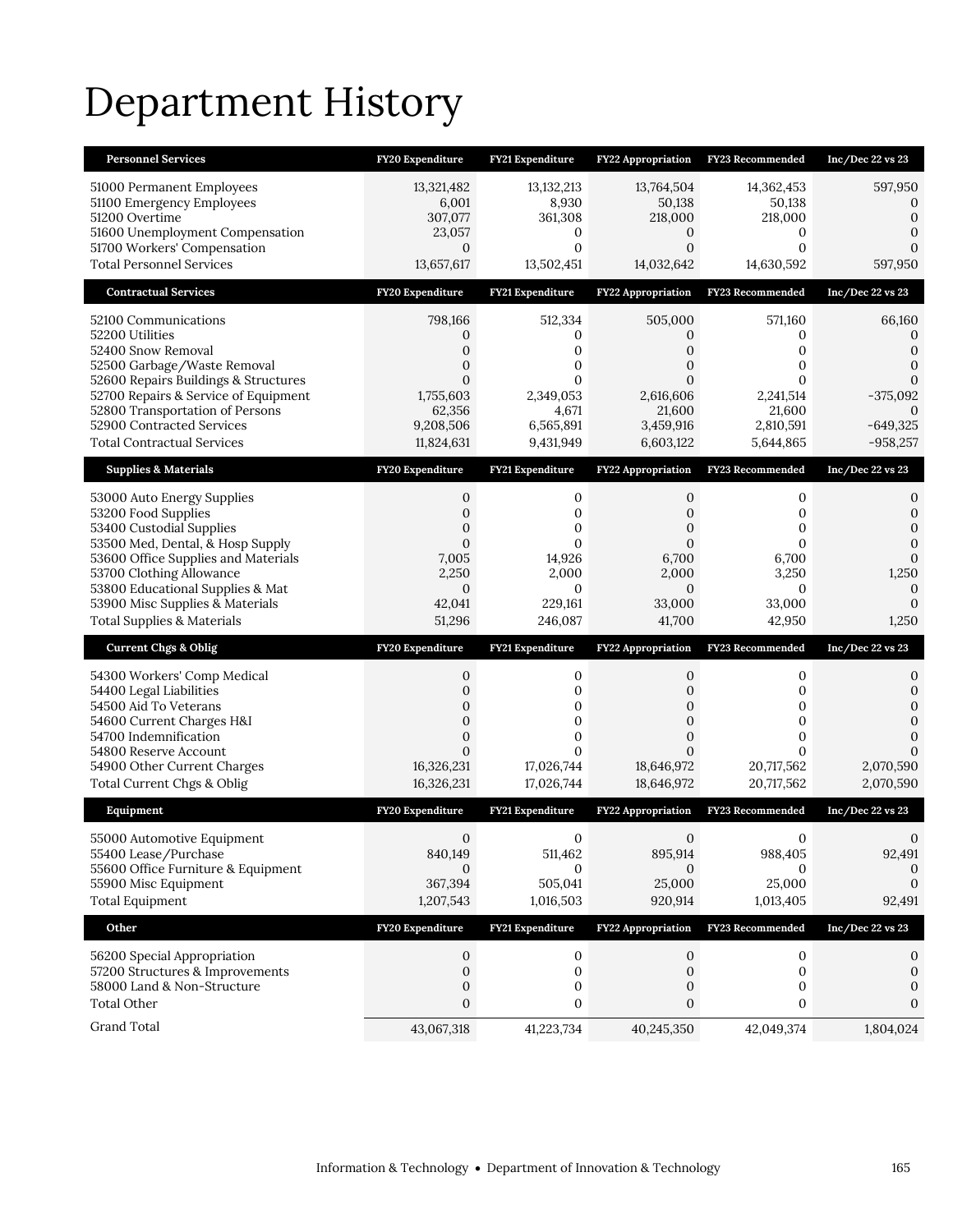# Department History

| Personnel Services | FY20 Expenditure | FY21 Expenditure | FY22 Appropriation | FY23 Recommended | Inc/Dec 22 vs 23 |
|---|---|---|---|---|---|
| 51000 Permanent Employees | 13,321,482 | 13,132,213 | 13,764,504 | 14,362,453 | 597,950 |
| 51100 Emergency Employees | 6,001 | 8,930 | 50,138 | 50,138 | 0 |
| 51200 Overtime | 307,077 | 361,308 | 218,000 | 218,000 | 0 |
| 51600 Unemployment Compensation | 23,057 | 0 | 0 | 0 | 0 |
| 51700 Workers' Compensation | 0 | 0 | 0 | 0 | 0 |
| Total Personnel Services | 13,657,617 | 13,502,451 | 14,032,642 | 14,630,592 | 597,950 |
| **Contractual Services** | **FY20 Expenditure** | **FY21 Expenditure** | **FY22 Appropriation** | **FY23 Recommended** | **Inc/Dec 22 vs 23** |
| 52100 Communications | 798,166 | 512,334 | 505,000 | 571,160 | 66,160 |
| 52200 Utilities | 0 | 0 | 0 | 0 | 0 |
| 52400 Snow Removal | 0 | 0 | 0 | 0 | 0 |
| 52500 Garbage/Waste Removal | 0 | 0 | 0 | 0 | 0 |
| 52600 Repairs Buildings & Structures | 0 | 0 | 0 | 0 | 0 |
| 52700 Repairs & Service of Equipment | 1,755,603 | 2,349,053 | 2,616,606 | 2,241,514 | -375,092 |
| 52800 Transportation of Persons | 62,356 | 4,671 | 21,600 | 21,600 | 0 |
| 52900 Contracted Services | 9,208,506 | 6,565,891 | 3,459,916 | 2,810,591 | -649,325 |
| Total Contractual Services | 11,824,631 | 9,431,949 | 6,603,122 | 5,644,865 | -958,257 |
| **Supplies & Materials** | **FY20 Expenditure** | **FY21 Expenditure** | **FY22 Appropriation** | **FY23 Recommended** | **Inc/Dec 22 vs 23** |
| 53000 Auto Energy Supplies | 0 | 0 | 0 | 0 | 0 |
| 53200 Food Supplies | 0 | 0 | 0 | 0 | 0 |
| 53400 Custodial Supplies | 0 | 0 | 0 | 0 | 0 |
| 53500 Med, Dental, & Hosp Supply | 0 | 0 | 0 | 0 | 0 |
| 53600 Office Supplies and Materials | 7,005 | 14,926 | 6,700 | 6,700 | 0 |
| 53700 Clothing Allowance | 2,250 | 2,000 | 2,000 | 3,250 | 1,250 |
| 53800 Educational Supplies & Mat | 0 | 0 | 0 | 0 | 0 |
| 53900 Misc Supplies & Materials | 42,041 | 229,161 | 33,000 | 33,000 | 0 |
| Total Supplies & Materials | 51,296 | 246,087 | 41,700 | 42,950 | 1,250 |
| **Current Chgs & Oblig** | **FY20 Expenditure** | **FY21 Expenditure** | **FY22 Appropriation** | **FY23 Recommended** | **Inc/Dec 22 vs 23** |
| 54300 Workers' Comp Medical | 0 | 0 | 0 | 0 | 0 |
| 54400 Legal Liabilities | 0 | 0 | 0 | 0 | 0 |
| 54500 Aid To Veterans | 0 | 0 | 0 | 0 | 0 |
| 54600 Current Charges H&I | 0 | 0 | 0 | 0 | 0 |
| 54700 Indemnification | 0 | 0 | 0 | 0 | 0 |
| 54800 Reserve Account | 0 | 0 | 0 | 0 | 0 |
| 54900 Other Current Charges | 16,326,231 | 17,026,744 | 18,646,972 | 20,717,562 | 2,070,590 |
| Total Current Chgs & Oblig | 16,326,231 | 17,026,744 | 18,646,972 | 20,717,562 | 2,070,590 |
| **Equipment** | **FY20 Expenditure** | **FY21 Expenditure** | **FY22 Appropriation** | **FY23 Recommended** | **Inc/Dec 22 vs 23** |
| 55000 Automotive Equipment | 0 | 0 | 0 | 0 | 0 |
| 55400 Lease/Purchase | 840,149 | 511,462 | 895,914 | 988,405 | 92,491 |
| 55600 Office Furniture & Equipment | 0 | 0 | 0 | 0 | 0 |
| 55900 Misc Equipment | 367,394 | 505,041 | 25,000 | 25,000 | 0 |
| Total Equipment | 1,207,543 | 1,016,503 | 920,914 | 1,013,405 | 92,491 |
| **Other** | **FY20 Expenditure** | **FY21 Expenditure** | **FY22 Appropriation** | **FY23 Recommended** | **Inc/Dec 22 vs 23** |
| 56200 Special Appropriation | 0 | 0 | 0 | 0 | 0 |
| 57200 Structures & Improvements | 0 | 0 | 0 | 0 | 0 |
| 58000 Land & Non-Structure | 0 | 0 | 0 | 0 | 0 |
| Total Other | 0 | 0 | 0 | 0 | 0 |
| Grand Total | 43,067,318 | 41,223,734 | 40,245,350 | 42,049,374 | 1,804,024 |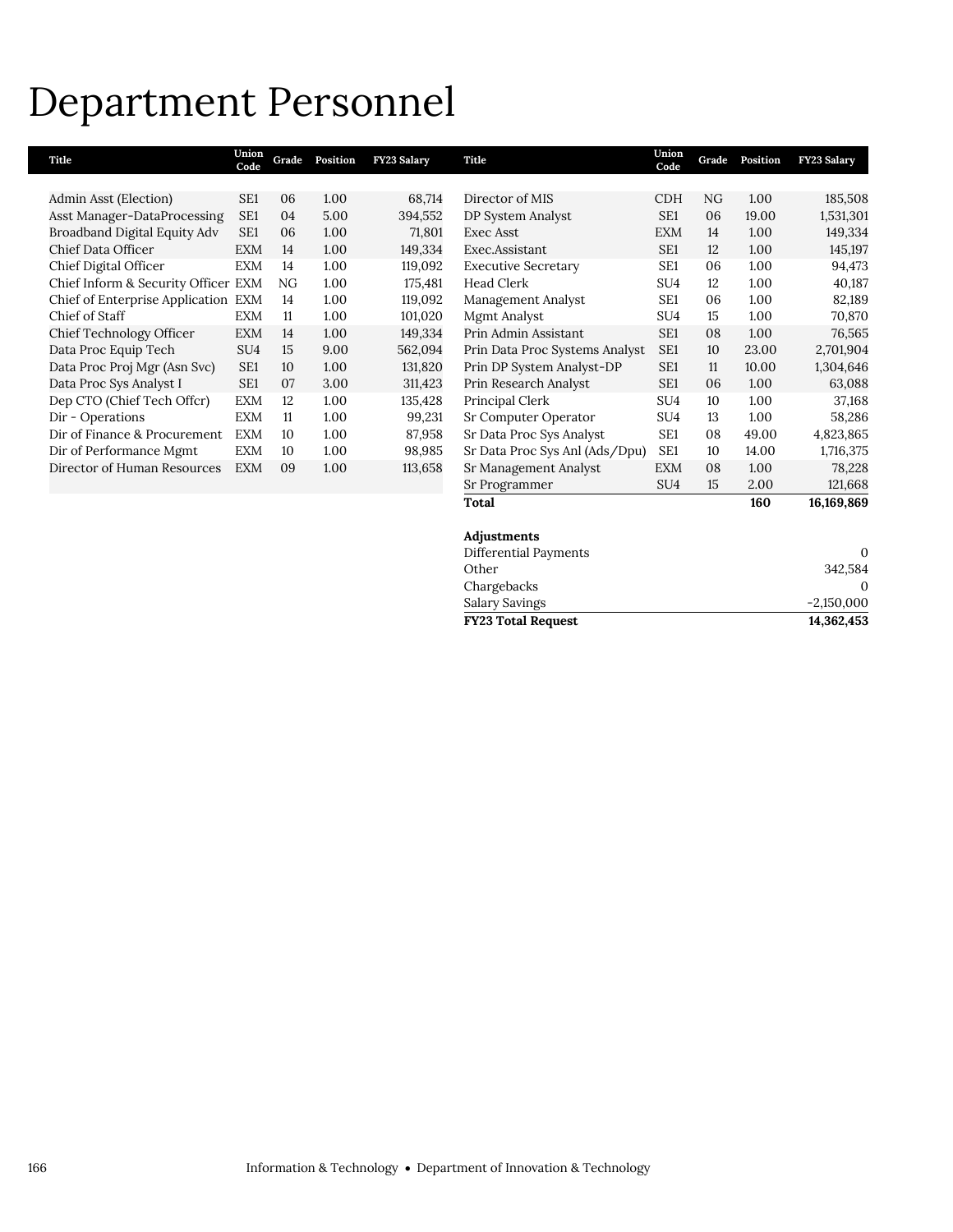# Department Personnel

| Title | Union Code | Grade | Position | FY23 Salary |
|---|---|---|---|---|
| Admin Asst (Election) | SE1 | 06 | 1.00 | 68,714 |
| Asst Manager-DataProcessing | SE1 | 04 | 5.00 | 394,552 |
| Broadband Digital Equity Adv | SE1 | 06 | 1.00 | 71,801 |
| Chief Data Officer | EXM | 14 | 1.00 | 149,334 |
| Chief Digital Officer | EXM | 14 | 1.00 | 119,092 |
| Chief Inform & Security Officer | EXM | NG | 1.00 | 175,481 |
| Chief of Enterprise Application | EXM | 14 | 1.00 | 119,092 |
| Chief of Staff | EXM | 11 | 1.00 | 101,020 |
| Chief Technology Officer | EXM | 14 | 1.00 | 149,334 |
| Data Proc Equip Tech | SU4 | 15 | 9.00 | 562,094 |
| Data Proc Proj Mgr (Asn Svc) | SE1 | 10 | 1.00 | 131,820 |
| Data Proc Sys Analyst I | SE1 | 07 | 3.00 | 311,423 |
| Dep CTO (Chief Tech Offcr) | EXM | 12 | 1.00 | 135,428 |
| Dir - Operations | EXM | 11 | 1.00 | 99,231 |
| Dir of Finance & Procurement | EXM | 10 | 1.00 | 87,958 |
| Dir of Performance Mgmt | EXM | 10 | 1.00 | 98,985 |
| Director of Human Resources | EXM | 09 | 1.00 | 113,658 |
| Director of MIS | CDH | NG | 1.00 | 185,508 |
| DP System Analyst | SE1 | 06 | 19.00 | 1,531,301 |
| Exec Asst | EXM | 14 | 1.00 | 149,334 |
| Exec.Assistant | SE1 | 12 | 1.00 | 145,197 |
| Executive Secretary | SE1 | 06 | 1.00 | 94,473 |
| Head Clerk | SU4 | 12 | 1.00 | 40,187 |
| Management Analyst | SE1 | 06 | 1.00 | 82,189 |
| Mgmt Analyst | SU4 | 15 | 1.00 | 70,870 |
| Prin Admin Assistant | SE1 | 08 | 1.00 | 76,565 |
| Prin Data Proc Systems Analyst | SE1 | 10 | 23.00 | 2,701,904 |
| Prin DP System Analyst-DP | SE1 | 11 | 10.00 | 1,304,646 |
| Prin Research Analyst | SE1 | 06 | 1.00 | 63,088 |
| Principal Clerk | SU4 | 10 | 1.00 | 37,168 |
| Sr Computer Operator | SU4 | 13 | 1.00 | 58,286 |
| Sr Data Proc Sys Analyst | SE1 | 08 | 49.00 | 4,823,865 |
| Sr Data Proc Sys Anl (Ads/Dpu) | SE1 | 10 | 14.00 | 1,716,375 |
| Sr Management Analyst | EXM | 08 | 1.00 | 78,228 |
| Sr Programmer | SU4 | 15 | 2.00 | 121,668 |
| **Total** | | | **160** | **16,169,869** |

| **Adjustments** | |
|---|---|
| Differential Payments | 0 |
| Other | 342,584 |
| Chargebacks | 0 |
| Salary Savings | -2,150,000 |
| **FY23 Total Request** | **14,362,453** |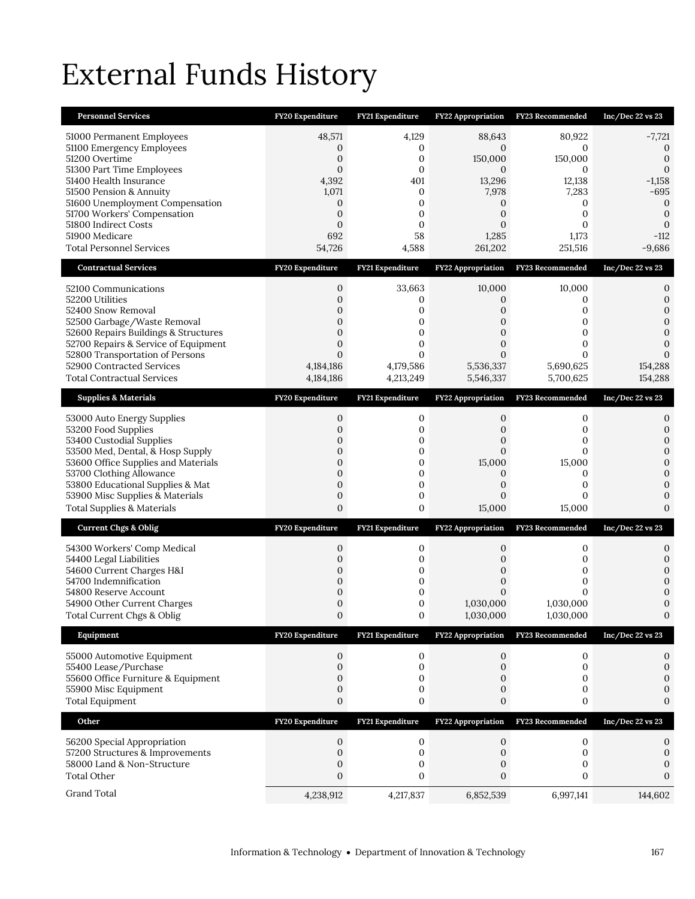# External Funds History

| Personnel Services | FY20 Expenditure | FY21 Expenditure | FY22 Appropriation | FY23 Recommended | Inc/Dec 22 vs 23 |
|---|---|---|---|---|---|
| 51000 Permanent Employees | 48,571 | 4,129 | 88,643 | 80,922 | -7,721 |
| 51100 Emergency Employees | 0 | 0 | 0 | 0 | 0 |
| 51200 Overtime | 0 | 0 | 150,000 | 150,000 | 0 |
| 51300 Part Time Employees | 0 | 0 | 0 | 0 | 0 |
| 51400 Health Insurance | 4,392 | 401 | 13,296 | 12,138 | -1,158 |
| 51500 Pension & Annuity | 1,071 | 0 | 7,978 | 7,283 | -695 |
| 51600 Unemployment Compensation | 0 | 0 | 0 | 0 | 0 |
| 51700 Workers' Compensation | 0 | 0 | 0 | 0 | 0 |
| 51800 Indirect Costs | 0 | 0 | 0 | 0 | 0 |
| 51900 Medicare | 692 | 58 | 1,285 | 1,173 | -112 |
| Total Personnel Services | 54,726 | 4,588 | 261,202 | 251,516 | -9,686 |

| Contractual Services | FY20 Expenditure | FY21 Expenditure | FY22 Appropriation | FY23 Recommended | Inc/Dec 22 vs 23 |
|---|---|---|---|---|---|
| 52100 Communications | 0 | 33,663 | 10,000 | 10,000 | 0 |
| 52200 Utilities | 0 | 0 | 0 | 0 | 0 |
| 52400 Snow Removal | 0 | 0 | 0 | 0 | 0 |
| 52500 Garbage/Waste Removal | 0 | 0 | 0 | 0 | 0 |
| 52600 Repairs Buildings & Structures | 0 | 0 | 0 | 0 | 0 |
| 52700 Repairs & Service of Equipment | 0 | 0 | 0 | 0 | 0 |
| 52800 Transportation of Persons | 0 | 0 | 0 | 0 | 0 |
| 52900 Contracted Services | 4,184,186 | 4,179,586 | 5,536,337 | 5,690,625 | 154,288 |
| Total Contractual Services | 4,184,186 | 4,213,249 | 5,546,337 | 5,700,625 | 154,288 |

| Supplies & Materials | FY20 Expenditure | FY21 Expenditure | FY22 Appropriation | FY23 Recommended | Inc/Dec 22 vs 23 |
|---|---|---|---|---|---|
| 53000 Auto Energy Supplies | 0 | 0 | 0 | 0 | 0 |
| 53200 Food Supplies | 0 | 0 | 0 | 0 | 0 |
| 53400 Custodial Supplies | 0 | 0 | 0 | 0 | 0 |
| 53500 Med, Dental, & Hosp Supply | 0 | 0 | 0 | 0 | 0 |
| 53600 Office Supplies and Materials | 0 | 0 | 15,000 | 15,000 | 0 |
| 53700 Clothing Allowance | 0 | 0 | 0 | 0 | 0 |
| 53800 Educational Supplies & Mat | 0 | 0 | 0 | 0 | 0 |
| 53900 Misc Supplies & Materials | 0 | 0 | 0 | 0 | 0 |
| Total Supplies & Materials | 0 | 0 | 15,000 | 15,000 | 0 |

| Current Chgs & Oblig | FY20 Expenditure | FY21 Expenditure | FY22 Appropriation | FY23 Recommended | Inc/Dec 22 vs 23 |
|---|---|---|---|---|---|
| 54300 Workers' Comp Medical | 0 | 0 | 0 | 0 | 0 |
| 54400 Legal Liabilities | 0 | 0 | 0 | 0 | 0 |
| 54600 Current Charges H&I | 0 | 0 | 0 | 0 | 0 |
| 54700 Indemnification | 0 | 0 | 0 | 0 | 0 |
| 54800 Reserve Account | 0 | 0 | 0 | 0 | 0 |
| 54900 Other Current Charges | 0 | 0 | 1,030,000 | 1,030,000 | 0 |
| Total Current Chgs & Oblig | 0 | 0 | 1,030,000 | 1,030,000 | 0 |

| Equipment | FY20 Expenditure | FY21 Expenditure | FY22 Appropriation | FY23 Recommended | Inc/Dec 22 vs 23 |
|---|---|---|---|---|---|
| 55000 Automotive Equipment | 0 | 0 | 0 | 0 | 0 |
| 55400 Lease/Purchase | 0 | 0 | 0 | 0 | 0 |
| 55600 Office Furniture & Equipment | 0 | 0 | 0 | 0 | 0 |
| 55900 Misc Equipment | 0 | 0 | 0 | 0 | 0 |
| Total Equipment | 0 | 0 | 0 | 0 | 0 |

| Other | FY20 Expenditure | FY21 Expenditure | FY22 Appropriation | FY23 Recommended | Inc/Dec 22 vs 23 |
|---|---|---|---|---|---|
| 56200 Special Appropriation | 0 | 0 | 0 | 0 | 0 |
| 57200 Structures & Improvements | 0 | 0 | 0 | 0 | 0 |
| 58000 Land & Non-Structure | 0 | 0 | 0 | 0 | 0 |
| Total Other | 0 | 0 | 0 | 0 | 0 |
| Grand Total | 4,238,912 | 4,217,837 | 6,852,539 | 6,997,141 | 144,602 |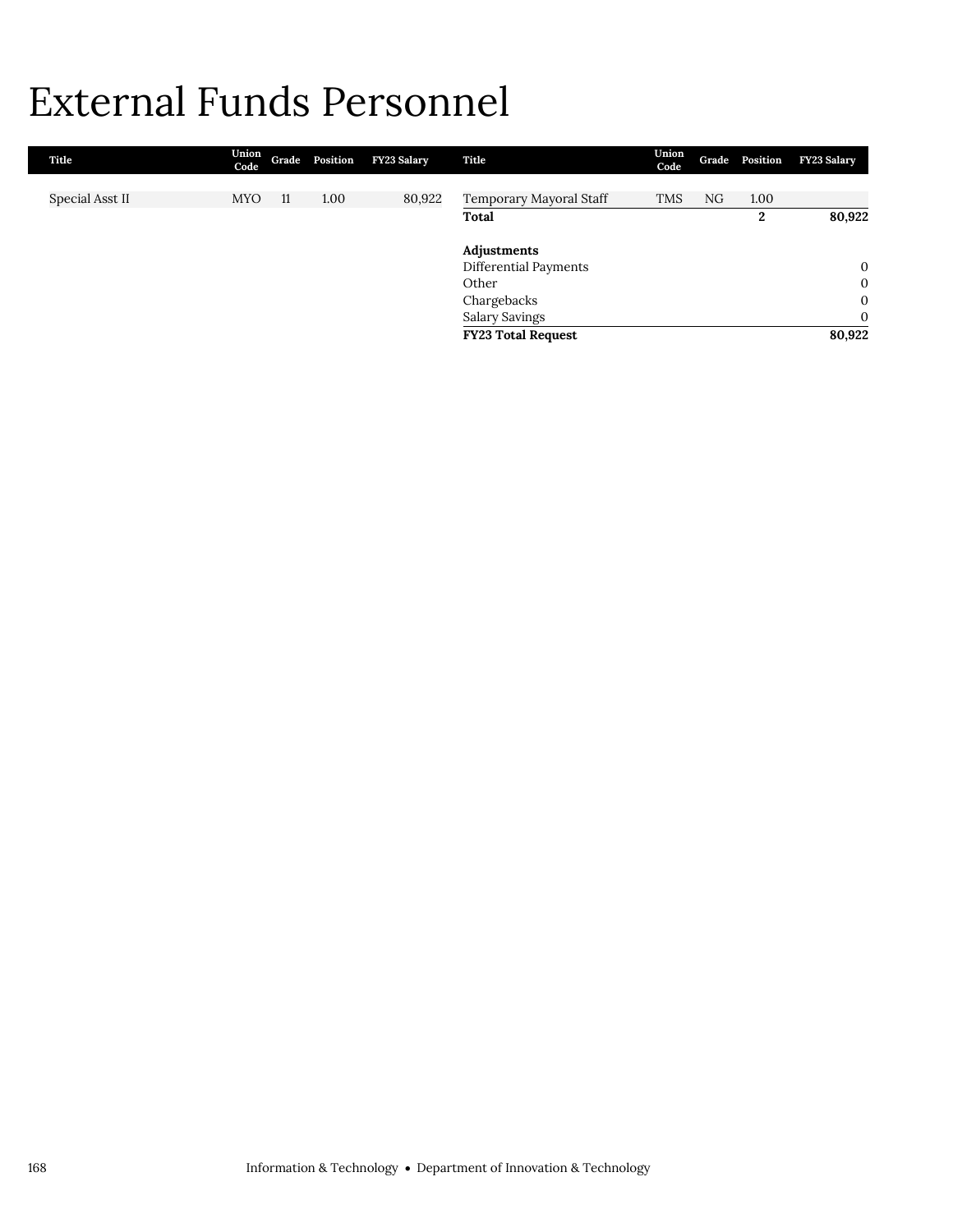# External Funds Personnel

| Title | Union Code | Grade | Position | FY23 Salary |
|---|---|---|---|---|
| Special Asst II | MYO | 11 | 1.00 | 80,922 |
| Temporary Mayoral Staff | TMS | NG | 1.00 | |
| **Total** | | | **2** | **80,922** |

| **Adjustments** | |
|---|---|
| Differential Payments | 0 |
| Other | 0 |
| Chargebacks | 0 |
| Salary Savings | 0 |
| **FY23 Total Request** | **80,922** |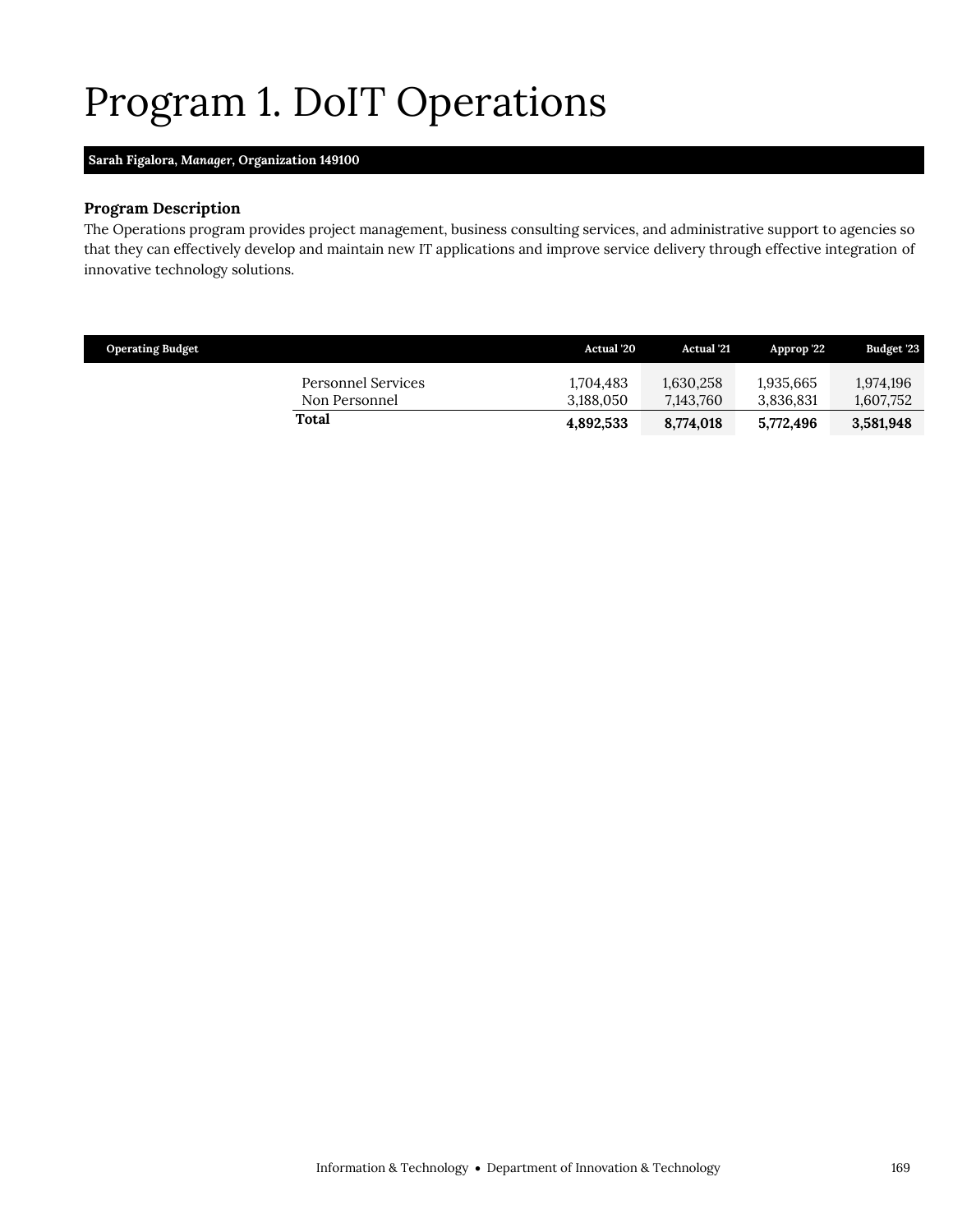# Program 1. DoIT Operations

**Sarah Figalora, *Manager*, Organization 149100**

### Program Description

The Operations program provides project management, business consulting services, and administrative support to agencies so that they can effectively develop and maintain new IT applications and improve service delivery through effective integration of innovative technology solutions.

| Operating Budget | Actual '20 | Actual '21 | Approp '22 | Budget '23 |
|---|---|---|---|---|
| Personnel Services | 1,704,483 | 1,630,258 | 1,935,665 | 1,974,196 |
| Non Personnel | 3,188,050 | 7,143,760 | 3,836,831 | 1,607,752 |
| **Total** | **4,892,533** | **8,774,018** | **5,772,496** | **3,581,948** |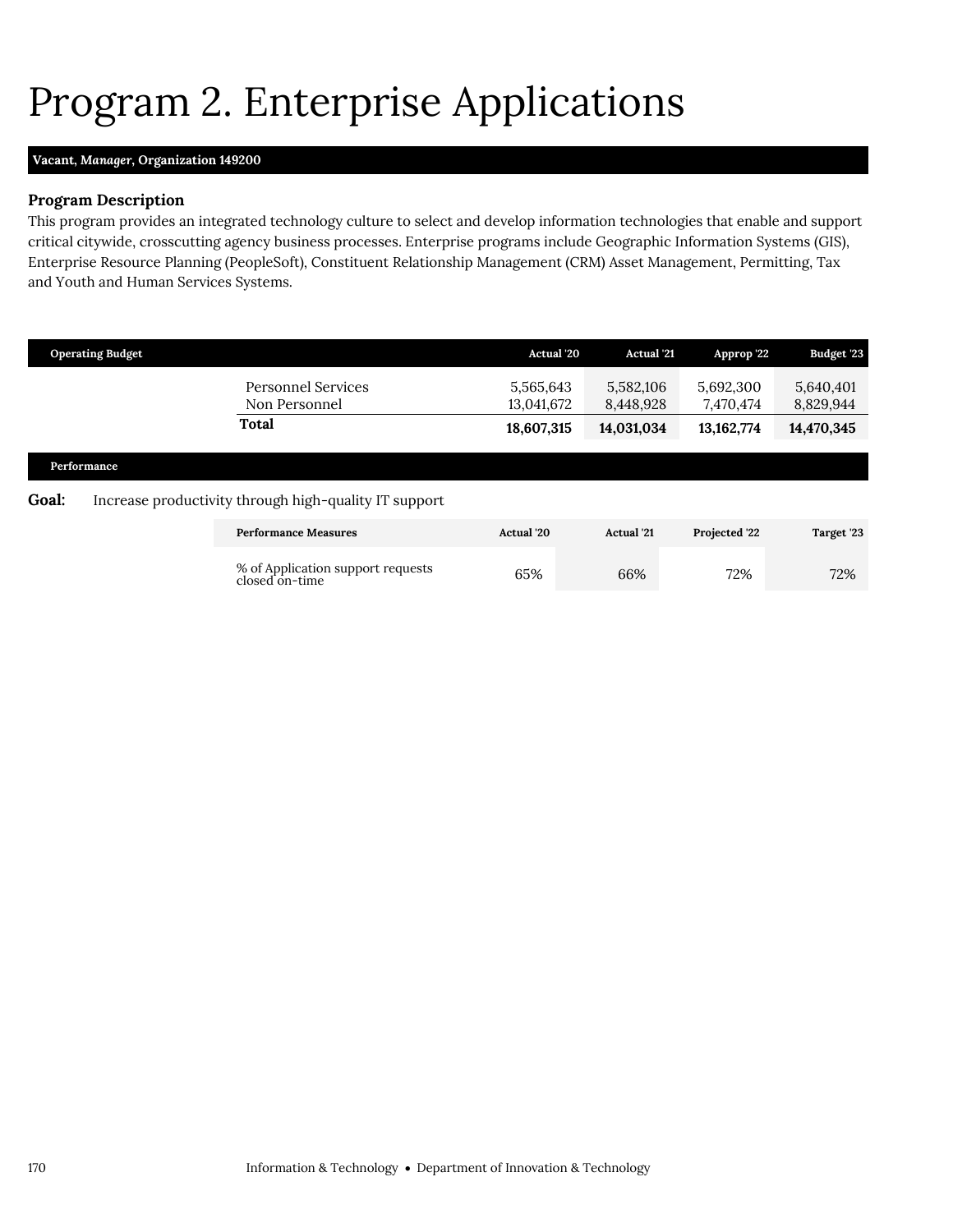# Program 2. Enterprise Applications

**Vacant, *Manager*, Organization 149200**

### Program Description

This program provides an integrated technology culture to select and develop information technologies that enable and support critical citywide, crosscutting agency business processes. Enterprise programs include Geographic Information Systems (GIS), Enterprise Resource Planning (PeopleSoft), Constituent Relationship Management (CRM) Asset Management, Permitting, Tax and Youth and Human Services Systems.

| Operating Budget | | Actual '20 | Actual '21 | Approp '22 | Budget '23 |
|---|---|---|---|---|---|
| | Personnel Services | 5,565,643 | 5,582,106 | 5,692,300 | 5,640,401 |
| | Non Personnel | 13,041,672 | 8,448,928 | 7,470,474 | 8,829,944 |
| | **Total** | **18,607,315** | **14,031,034** | **13,162,774** | **14,470,345** |

### Performance

**Goal:** Increase productivity through high-quality IT support

| Performance Measures | Actual '20 | Actual '21 | Projected '22 | Target '23 |
|---|---|---|---|---|
| % of Application support requests closed on-time | 65% | 66% | 72% | 72% |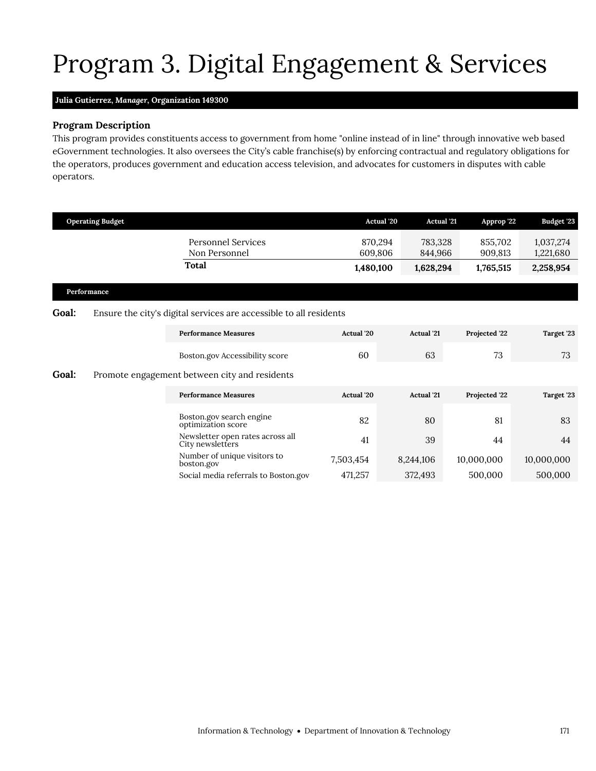# Program 3. Digital Engagement & Services

**Julia Gutierrez, *Manager*, Organization 149300**

### Program Description

This program provides constituents access to government from home "online instead of in line" through innovative web based eGovernment technologies. It also oversees the City's cable franchise(s) by enforcing contractual and regulatory obligations for the operators, produces government and education access television, and advocates for customers in disputes with cable operators.

| Operating Budget | Actual '20 | Actual '21 | Approp '22 | Budget '23 |
|---|---|---|---|---|
| Personnel Services | 870,294 | 783,328 | 855,702 | 1,037,274 |
| Non Personnel | 609,806 | 844,966 | 909,813 | 1,221,680 |
| **Total** | **1,480,100** | **1,628,294** | **1,765,515** | **2,258,954** |

### Performance

**Goal:** Ensure the city's digital services are accessible to all residents

| Performance Measures | Actual '20 | Actual '21 | Projected '22 | Target '23 |
|---|---|---|---|---|
| Boston.gov Accessibility score | 60 | 63 | 73 | 73 |

**Goal:** Promote engagement between city and residents

| Performance Measures | Actual '20 | Actual '21 | Projected '22 | Target '23 |
|---|---|---|---|---|
| Boston.gov search engine optimization score | 82 | 80 | 81 | 83 |
| Newsletter open rates across all City newsletters | 41 | 39 | 44 | 44 |
| Number of unique visitors to boston.gov | 7,503,454 | 8,244,106 | 10,000,000 | 10,000,000 |
| Social media referrals to Boston.gov | 471,257 | 372,493 | 500,000 | 500,000 |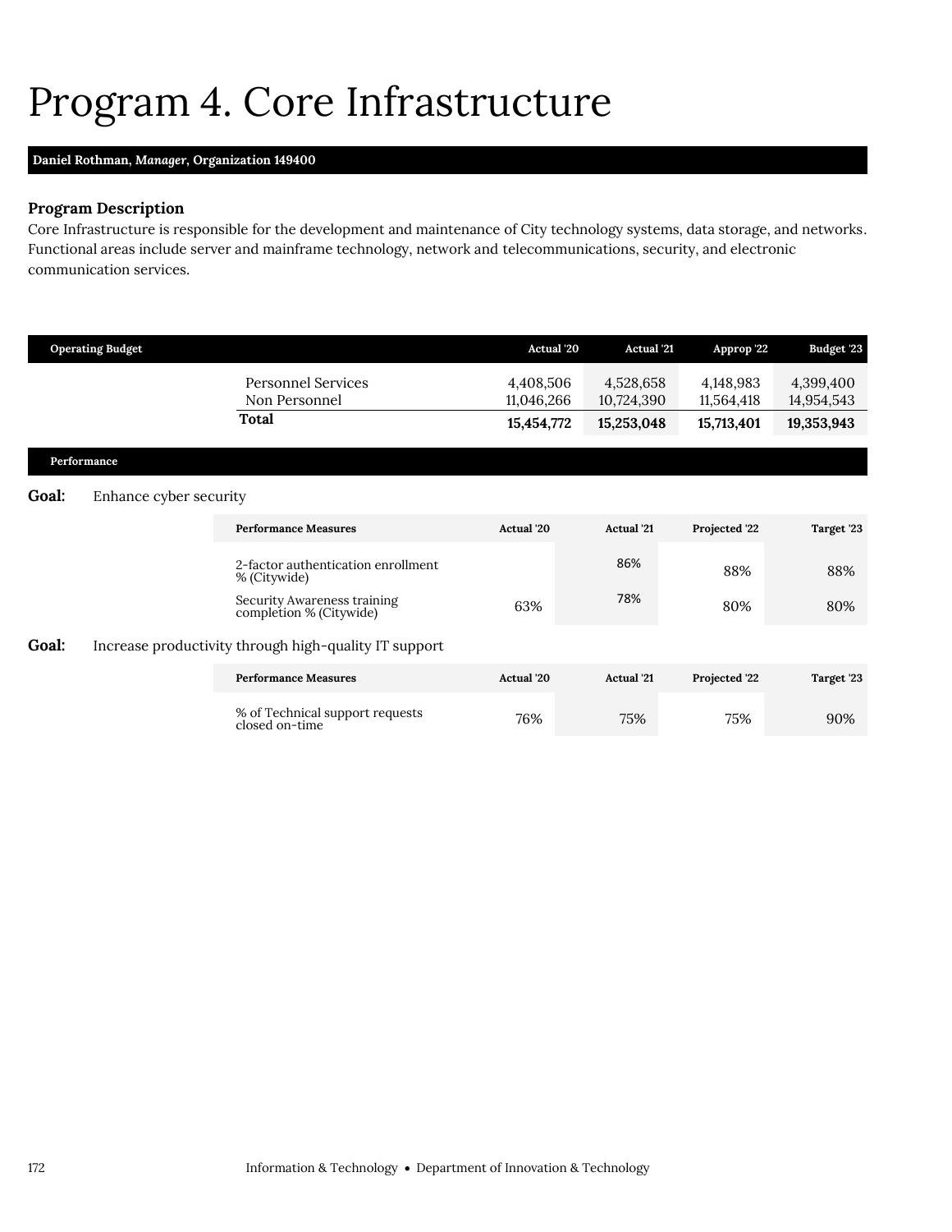# Program 4. Core Infrastructure

**Daniel Rothman, *Manager*, Organization 149400**

### Program Description

Core Infrastructure is responsible for the development and maintenance of City technology systems, data storage, and networks. Functional areas include server and mainframe technology, network and telecommunications, security, and electronic communication services.

| Operating Budget | Actual '20 | Actual '21 | Approp '22 | Budget '23 |
|---|---|---|---|---|
| Personnel Services | 4,408,506 | 4,528,658 | 4,148,983 | 4,399,400 |
| Non Personnel | 11,046,266 | 10,724,390 | 11,564,418 | 14,954,543 |
| **Total** | **15,454,772** | **15,253,048** | **15,713,401** | **19,353,943** |

### Performance

**Goal:** Enhance cyber security

| Performance Measures | Actual '20 | Actual '21 | Projected '22 | Target '23 |
|---|---|---|---|---|
| 2-factor authentication enrollment % (Citywide) | | 86% | 88% | 88% |
| Security Awareness training completion % (Citywide) | 63% | 78% | 80% | 80% |

**Goal:** Increase productivity through high-quality IT support

| Performance Measures | Actual '20 | Actual '21 | Projected '22 | Target '23 |
|---|---|---|---|---|
| % of Technical support requests closed on-time | 76% | 75% | 75% | 90% |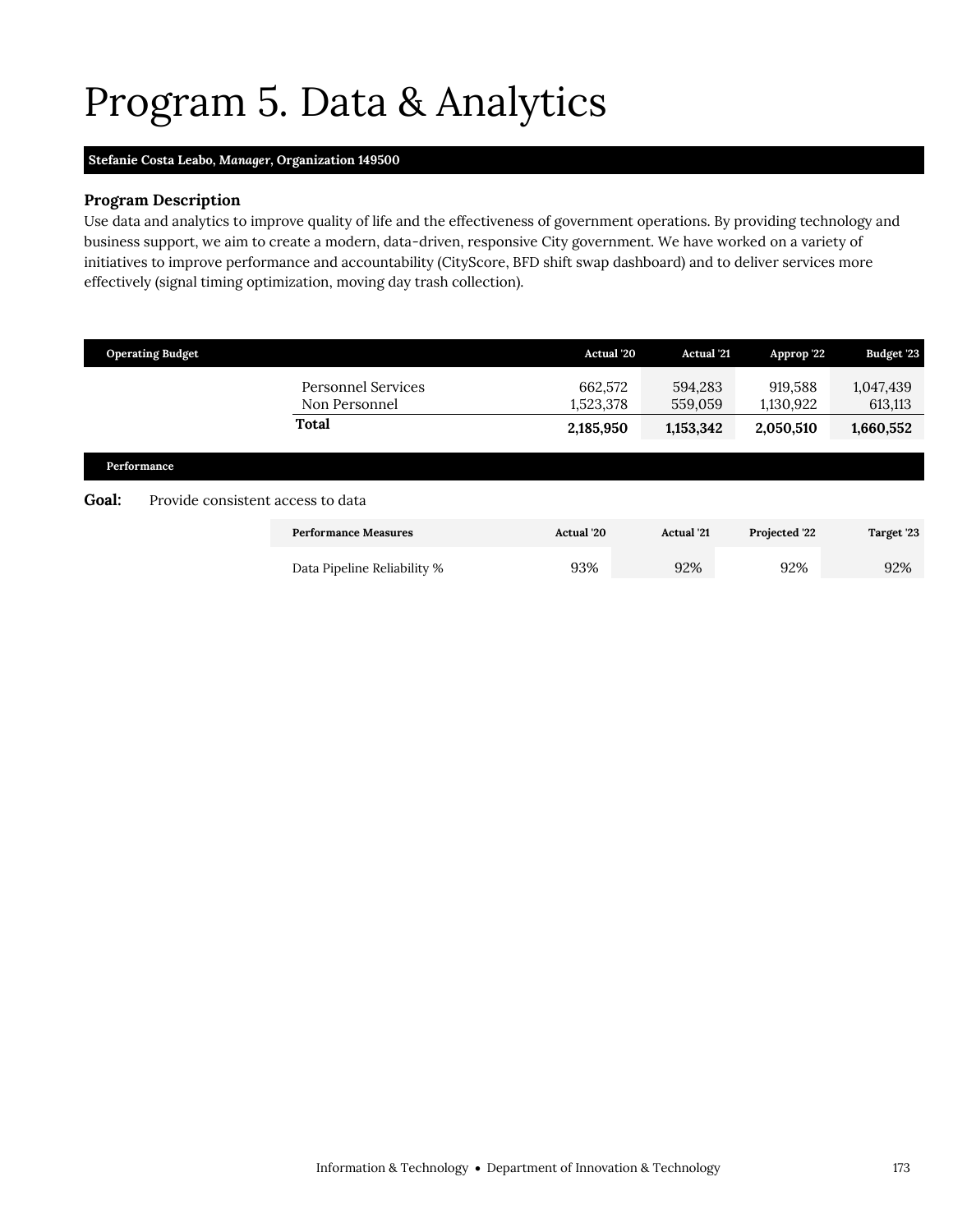# Program 5. Data & Analytics

**Stefanie Costa Leabo, *Manager*, Organization 149500**

### Program Description

Use data and analytics to improve quality of life and the effectiveness of government operations. By providing technology and business support, we aim to create a modern, data-driven, responsive City government. We have worked on a variety of initiatives to improve performance and accountability (CityScore, BFD shift swap dashboard) and to deliver services more effectively (signal timing optimization, moving day trash collection).

| Operating Budget | Actual '20 | Actual '21 | Approp '22 | Budget '23 |
|---|---|---|---|---|
| Personnel Services | 662,572 | 594,283 | 919,588 | 1,047,439 |
| Non Personnel | 1,523,378 | 559,059 | 1,130,922 | 613,113 |
| **Total** | **2,185,950** | **1,153,342** | **2,050,510** | **1,660,552** |

### Performance

**Goal:** Provide consistent access to data

| Performance Measures | Actual '20 | Actual '21 | Projected '22 | Target '23 |
|---|---|---|---|---|
| Data Pipeline Reliability % | 93% | 92% | 92% | 92% |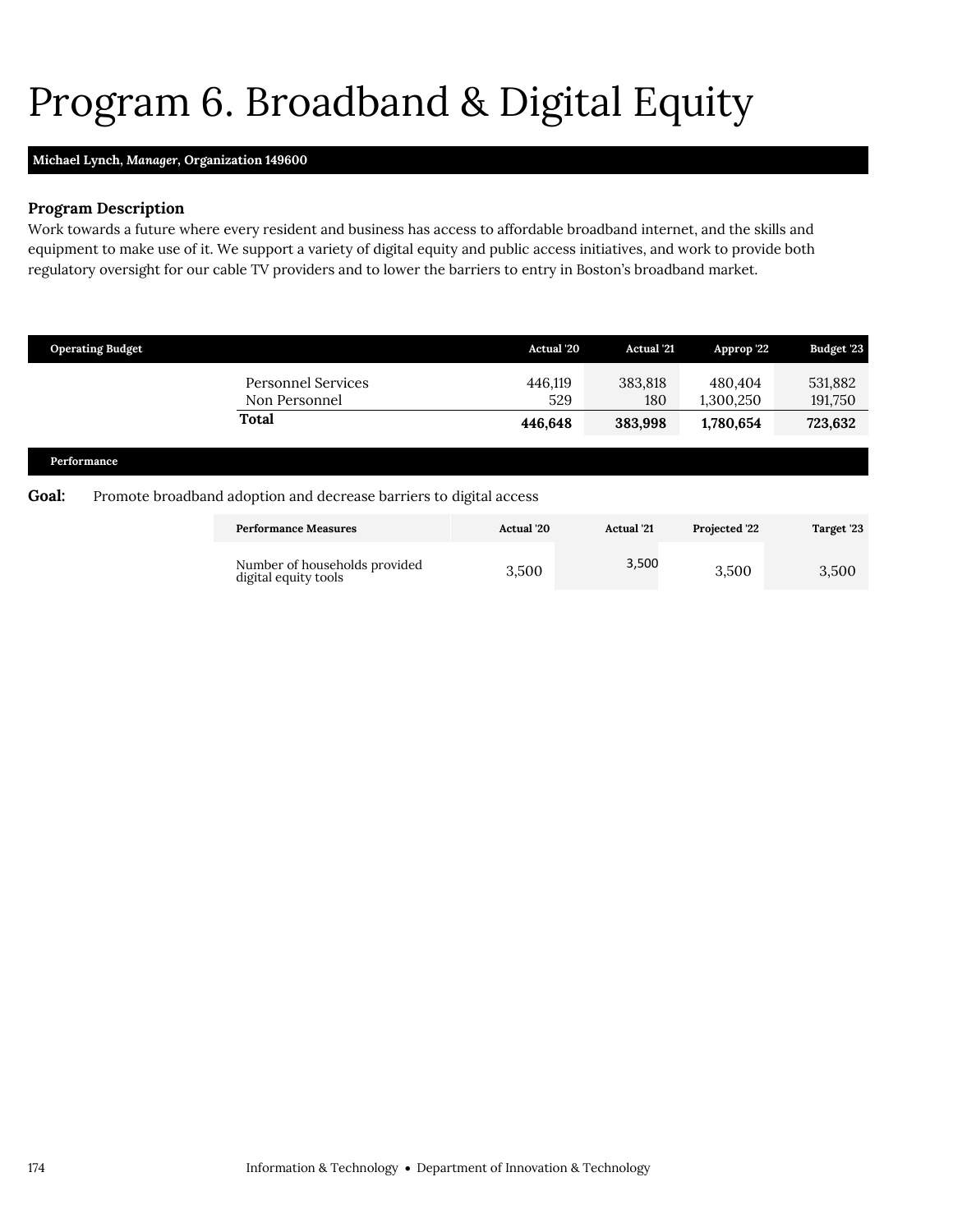# Program 6. Broadband & Digital Equity

**Michael Lynch, *Manager*, Organization 149600**

### Program Description

Work towards a future where every resident and business has access to affordable broadband internet, and the skills and equipment to make use of it. We support a variety of digital equity and public access initiatives, and work to provide both regulatory oversight for our cable TV providers and to lower the barriers to entry in Boston's broadband market.

| Operating Budget | Actual '20 | Actual '21 | Approp '22 | Budget '23 |
|---|---|---|---|---|
| Personnel Services | 446,119 | 383,818 | 480,404 | 531,882 |
| Non Personnel | 529 | 180 | 1,300,250 | 191,750 |
| **Total** | **446,648** | **383,998** | **1,780,654** | **723,632** |

**Performance**

**Goal:** Promote broadband adoption and decrease barriers to digital access

| Performance Measures | Actual '20 | Actual '21 | Projected '22 | Target '23 |
|---|---|---|---|---|
| Number of households provided digital equity tools | 3,500 | 3,500 | 3,500 | 3,500 |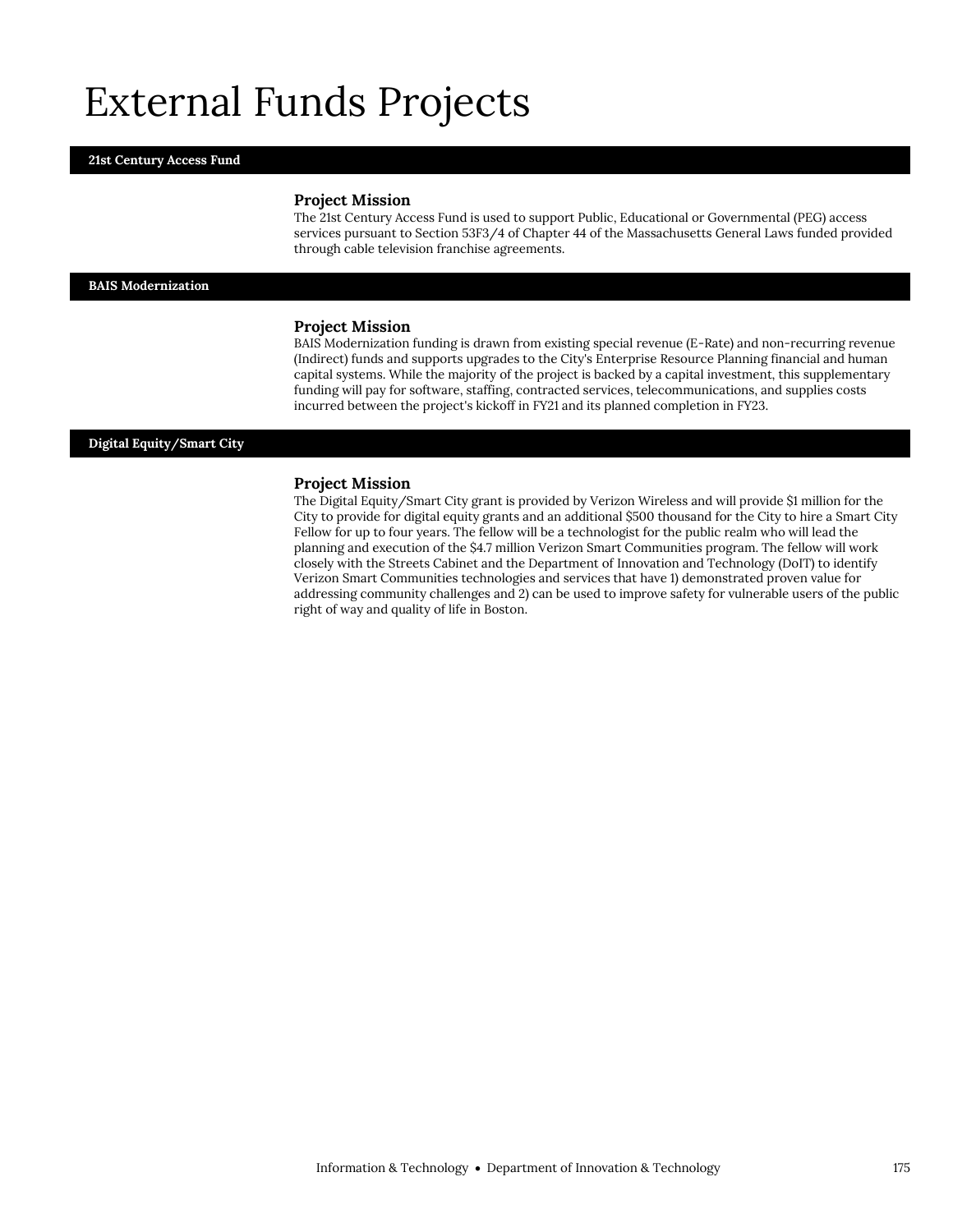# External Funds Projects

## 21st Century Access Fund

### Project Mission

The 21st Century Access Fund is used to support Public, Educational or Governmental (PEG) access services pursuant to Section 53F3/4 of Chapter 44 of the Massachusetts General Laws funded provided through cable television franchise agreements.

## BAIS Modernization

### Project Mission

BAIS Modernization funding is drawn from existing special revenue (E-Rate) and non-recurring revenue (Indirect) funds and supports upgrades to the City's Enterprise Resource Planning financial and human capital systems. While the majority of the project is backed by a capital investment, this supplementary funding will pay for software, staffing, contracted services, telecommunications, and supplies costs incurred between the project's kickoff in FY21 and its planned completion in FY23.

## Digital Equity/Smart City

### Project Mission

The Digital Equity/Smart City grant is provided by Verizon Wireless and will provide $1 million for the City to provide for digital equity grants and an additional $500 thousand for the City to hire a Smart City Fellow for up to four years. The fellow will be a technologist for the public realm who will lead the planning and execution of the $4.7 million Verizon Smart Communities program. The fellow will work closely with the Streets Cabinet and the Department of Innovation and Technology (DoIT) to identify Verizon Smart Communities technologies and services that have 1) demonstrated proven value for addressing community challenges and 2) can be used to improve safety for vulnerable users of the public right of way and quality of life in Boston.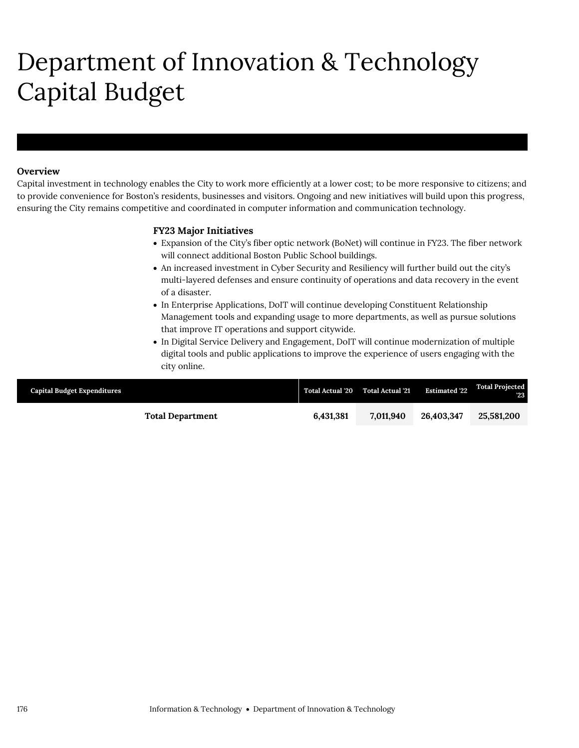# Department of Innovation & Technology Capital Budget

**Overview**

Capital investment in technology enables the City to work more efficiently at a lower cost; to be more responsive to citizens; and to provide convenience for Boston's residents, businesses and visitors. Ongoing and new initiatives will build upon this progress, ensuring the City remains competitive and coordinated in computer information and communication technology.

**FY23 Major Initiatives**

- Expansion of the City's fiber optic network (BoNet) will continue in FY23. The fiber network will connect additional Boston Public School buildings.
- An increased investment in Cyber Security and Resiliency will further build out the city's multi-layered defenses and ensure continuity of operations and data recovery in the event of a disaster.
- In Enterprise Applications, DoIT will continue developing Constituent Relationship Management tools and expanding usage to more departments, as well as pursue solutions that improve IT operations and support citywide.
- In Digital Service Delivery and Engagement, DoIT will continue modernization of multiple digital tools and public applications to improve the experience of users engaging with the city online.

| Capital Budget Expenditures | Total Actual '20 | Total Actual '21 | Estimated '22 | Total Projected '23 |
|---|---|---|---|---|
| **Total Department** | **6,431,381** | **7,011,940** | **26,403,347** | **25,581,200** |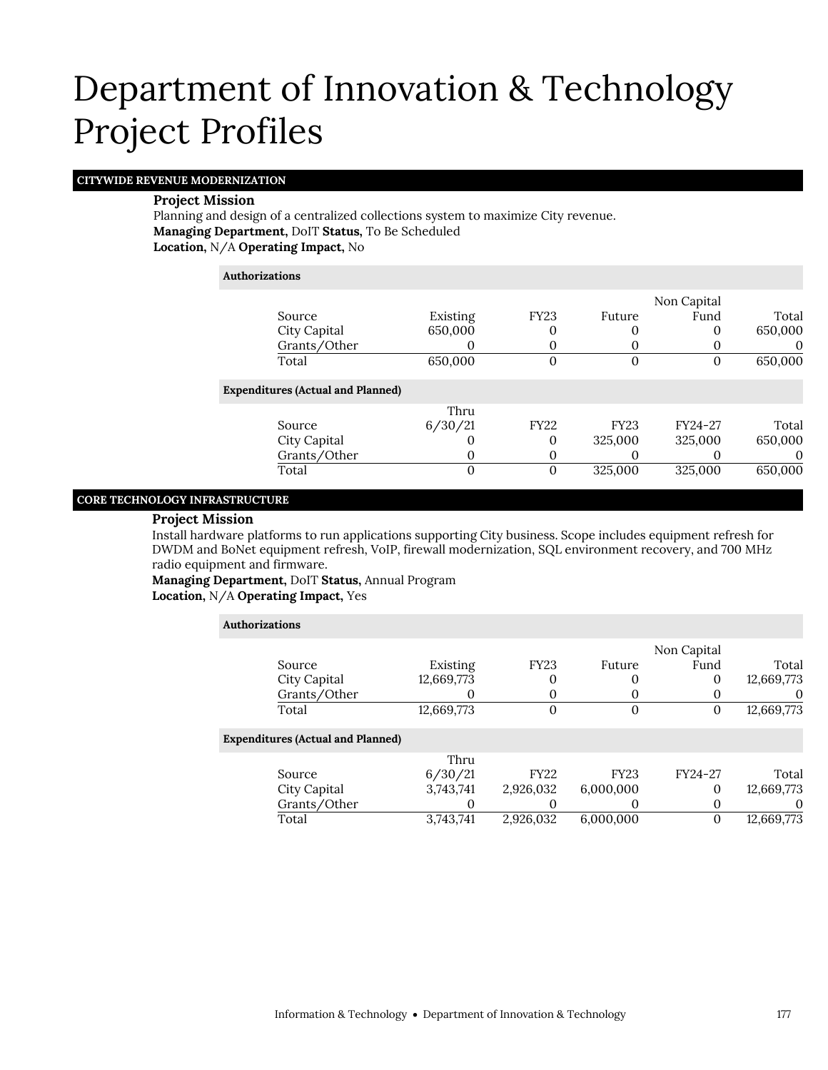# Department of Innovation & Technology Project Profiles

## CITYWIDE REVENUE MODERNIZATION

**Project Mission**

Planning and design of a centralized collections system to maximize City revenue.

**Managing Department,** DoIT **Status,** To Be Scheduled

**Location,** N/A **Operating Impact,** No

**Authorizations**

| Source | Existing | FY23 | Future | Non Capital Fund | Total |
|---|---|---|---|---|---|
| City Capital | 650,000 | 0 | 0 | 0 | 650,000 |
| Grants/Other | 0 | 0 | 0 | 0 | 0 |
| Total | 650,000 | 0 | 0 | 0 | 650,000 |

**Expenditures (Actual and Planned)**

| Source | Thru 6/30/21 | FY22 | FY23 | FY24-27 | Total |
|---|---|---|---|---|---|
| City Capital | 0 | 0 | 325,000 | 325,000 | 650,000 |
| Grants/Other | 0 | 0 | 0 | 0 | 0 |
| Total | 0 | 0 | 325,000 | 325,000 | 650,000 |

## CORE TECHNOLOGY INFRASTRUCTURE

**Project Mission**

Install hardware platforms to run applications supporting City business. Scope includes equipment refresh for DWDM and BoNet equipment refresh, VoIP, firewall modernization, SQL environment recovery, and 700 MHz radio equipment and firmware.

**Managing Department,** DoIT **Status,** Annual Program

**Location,** N/A **Operating Impact,** Yes

**Authorizations**

| Source | Existing | FY23 | Future | Non Capital Fund | Total |
|---|---|---|---|---|---|
| City Capital | 12,669,773 | 0 | 0 | 0 | 12,669,773 |
| Grants/Other | 0 | 0 | 0 | 0 | 0 |
| Total | 12,669,773 | 0 | 0 | 0 | 12,669,773 |

**Expenditures (Actual and Planned)**

| Source | Thru 6/30/21 | FY22 | FY23 | FY24-27 | Total |
|---|---|---|---|---|---|
| City Capital | 3,743,741 | 2,926,032 | 6,000,000 | 0 | 12,669,773 |
| Grants/Other | 0 | 0 | 0 | 0 | 0 |
| Total | 3,743,741 | 2,926,032 | 6,000,000 | 0 | 12,669,773 |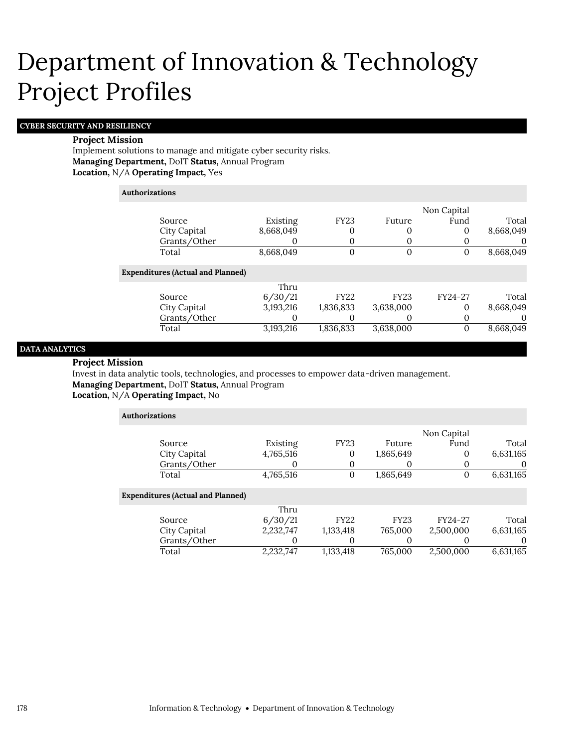# Department of Innovation & Technology Project Profiles

## CYBER SECURITY AND RESILIENCY

**Project Mission**

Implement solutions to manage and mitigate cyber security risks.

**Managing Department,** DoIT **Status,** Annual Program

**Location,** N/A **Operating Impact,** Yes

**Authorizations**

| Source | Existing | FY23 | Future | Non Capital Fund | Total |
|---|---|---|---|---|---|
| City Capital | 8,668,049 | 0 | 0 | 0 | 8,668,049 |
| Grants/Other | 0 | 0 | 0 | 0 | 0 |
| Total | 8,668,049 | 0 | 0 | 0 | 8,668,049 |

**Expenditures (Actual and Planned)**

| Source | Thru 6/30/21 | FY22 | FY23 | FY24-27 | Total |
|---|---|---|---|---|---|
| City Capital | 3,193,216 | 1,836,833 | 3,638,000 | 0 | 8,668,049 |
| Grants/Other | 0 | 0 | 0 | 0 | 0 |
| Total | 3,193,216 | 1,836,833 | 3,638,000 | 0 | 8,668,049 |

## DATA ANALYTICS

**Project Mission**

Invest in data analytic tools, technologies, and processes to empower data-driven management.

**Managing Department,** DoIT **Status,** Annual Program

**Location,** N/A **Operating Impact,** No

**Authorizations**

| Source | Existing | FY23 | Future | Non Capital Fund | Total |
|---|---|---|---|---|---|
| City Capital | 4,765,516 | 0 | 1,865,649 | 0 | 6,631,165 |
| Grants/Other | 0 | 0 | 0 | 0 | 0 |
| Total | 4,765,516 | 0 | 1,865,649 | 0 | 6,631,165 |

**Expenditures (Actual and Planned)**

| Source | Thru 6/30/21 | FY22 | FY23 | FY24-27 | Total |
|---|---|---|---|---|---|
| City Capital | 2,232,747 | 1,133,418 | 765,000 | 2,500,000 | 6,631,165 |
| Grants/Other | 0 | 0 | 0 | 0 | 0 |
| Total | 2,232,747 | 1,133,418 | 765,000 | 2,500,000 | 6,631,165 |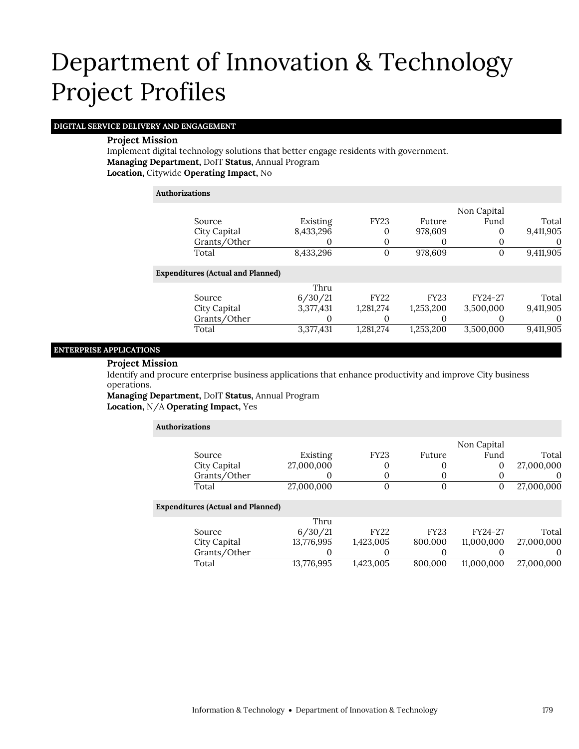# Department of Innovation & Technology Project Profiles

## DIGITAL SERVICE DELIVERY AND ENGAGEMENT

**Project Mission**

Implement digital technology solutions that better engage residents with government.

**Managing Department,** DoIT **Status,** Annual Program

**Location,** Citywide **Operating Impact,** No

**Authorizations**

| Source | Existing | FY23 | Future | Non Capital Fund | Total |
|---|---|---|---|---|---|
| City Capital | 8,433,296 | 0 | 978,609 | 0 | 9,411,905 |
| Grants/Other | 0 | 0 | 0 | 0 | 0 |
| Total | 8,433,296 | 0 | 978,609 | 0 | 9,411,905 |

**Expenditures (Actual and Planned)**

| Source | Thru 6/30/21 | FY22 | FY23 | FY24-27 | Total |
|---|---|---|---|---|---|
| City Capital | 3,377,431 | 1,281,274 | 1,253,200 | 3,500,000 | 9,411,905 |
| Grants/Other | 0 | 0 | 0 | 0 | 0 |
| Total | 3,377,431 | 1,281,274 | 1,253,200 | 3,500,000 | 9,411,905 |

## ENTERPRISE APPLICATIONS

**Project Mission**

Identify and procure enterprise business applications that enhance productivity and improve City business operations.

**Managing Department,** DoIT **Status,** Annual Program

**Location,** N/A **Operating Impact,** Yes

**Authorizations**

| Source | Existing | FY23 | Future | Non Capital Fund | Total |
|---|---|---|---|---|---|
| City Capital | 27,000,000 | 0 | 0 | 0 | 27,000,000 |
| Grants/Other | 0 | 0 | 0 | 0 | 0 |
| Total | 27,000,000 | 0 | 0 | 0 | 27,000,000 |

**Expenditures (Actual and Planned)**

| Source | Thru 6/30/21 | FY22 | FY23 | FY24-27 | Total |
|---|---|---|---|---|---|
| City Capital | 13,776,995 | 1,423,005 | 800,000 | 11,000,000 | 27,000,000 |
| Grants/Other | 0 | 0 | 0 | 0 | 0 |
| Total | 13,776,995 | 1,423,005 | 800,000 | 11,000,000 | 27,000,000 |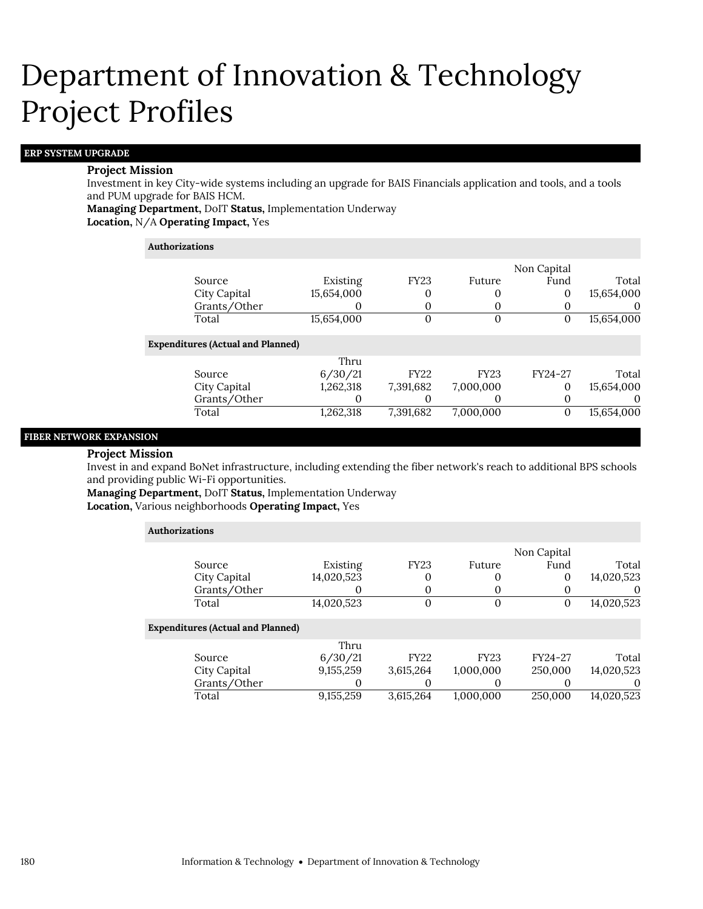# Department of Innovation & Technology Project Profiles

## ERP SYSTEM UPGRADE

**Project Mission**

Investment in key City-wide systems including an upgrade for BAIS Financials application and tools, and a tools and PUM upgrade for BAIS HCM.

**Managing Department,** DoIT **Status,** Implementation Underway
**Location,** N/A **Operating Impact,** Yes

**Authorizations**

| Source | Existing | FY23 | Future | Non Capital Fund | Total |
|---|---|---|---|---|---|
| City Capital | 15,654,000 | 0 | 0 | 0 | 15,654,000 |
| Grants/Other | 0 | 0 | 0 | 0 | 0 |
| Total | 15,654,000 | 0 | 0 | 0 | 15,654,000 |

**Expenditures (Actual and Planned)**

| Source | Thru 6/30/21 | FY22 | FY23 | FY24-27 | Total |
|---|---|---|---|---|---|
| City Capital | 1,262,318 | 7,391,682 | 7,000,000 | 0 | 15,654,000 |
| Grants/Other | 0 | 0 | 0 | 0 | 0 |
| Total | 1,262,318 | 7,391,682 | 7,000,000 | 0 | 15,654,000 |

## FIBER NETWORK EXPANSION

**Project Mission**

Invest in and expand BoNet infrastructure, including extending the fiber network's reach to additional BPS schools and providing public Wi-Fi opportunities.

**Managing Department,** DoIT **Status,** Implementation Underway
**Location,** Various neighborhoods **Operating Impact,** Yes

**Authorizations**

| Source | Existing | FY23 | Future | Non Capital Fund | Total |
|---|---|---|---|---|---|
| City Capital | 14,020,523 | 0 | 0 | 0 | 14,020,523 |
| Grants/Other | 0 | 0 | 0 | 0 | 0 |
| Total | 14,020,523 | 0 | 0 | 0 | 14,020,523 |

**Expenditures (Actual and Planned)**

| Source | Thru 6/30/21 | FY22 | FY23 | FY24-27 | Total |
|---|---|---|---|---|---|
| City Capital | 9,155,259 | 3,615,264 | 1,000,000 | 250,000 | 14,020,523 |
| Grants/Other | 0 | 0 | 0 | 0 | 0 |
| Total | 9,155,259 | 3,615,264 | 1,000,000 | 250,000 | 14,020,523 |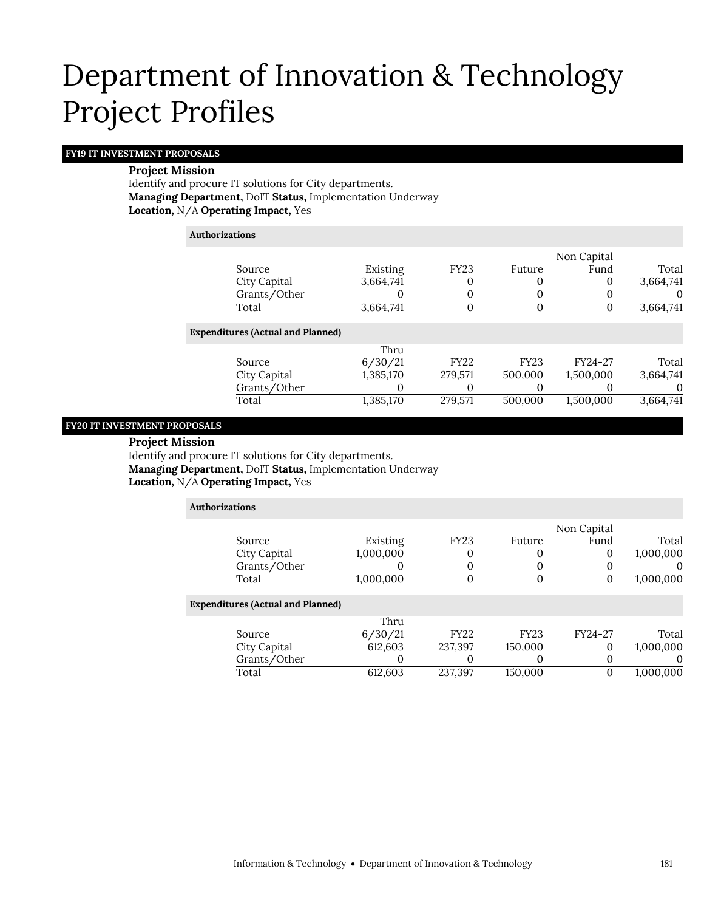# Department of Innovation & Technology Project Profiles

## FY19 IT INVESTMENT PROPOSALS

**Project Mission**

Identify and procure IT solutions for City departments.

**Managing Department,** DoIT **Status,** Implementation Underway

**Location,** N/A **Operating Impact,** Yes

**Authorizations**

| Source | Existing | FY23 | Future | Non Capital Fund | Total |
|---|---|---|---|---|---|
| City Capital | 3,664,741 | 0 | 0 | 0 | 3,664,741 |
| Grants/Other | 0 | 0 | 0 | 0 | 0 |
| Total | 3,664,741 | 0 | 0 | 0 | 3,664,741 |

**Expenditures (Actual and Planned)**

| Source | Thru 6/30/21 | FY22 | FY23 | FY24-27 | Total |
|---|---|---|---|---|---|
| City Capital | 1,385,170 | 279,571 | 500,000 | 1,500,000 | 3,664,741 |
| Grants/Other | 0 | 0 | 0 | 0 | 0 |
| Total | 1,385,170 | 279,571 | 500,000 | 1,500,000 | 3,664,741 |

## FY20 IT INVESTMENT PROPOSALS

**Project Mission**

Identify and procure IT solutions for City departments.

**Managing Department,** DoIT **Status,** Implementation Underway

**Location,** N/A **Operating Impact,** Yes

**Authorizations**

| Source | Existing | FY23 | Future | Non Capital Fund | Total |
|---|---|---|---|---|---|
| City Capital | 1,000,000 | 0 | 0 | 0 | 1,000,000 |
| Grants/Other | 0 | 0 | 0 | 0 | 0 |
| Total | 1,000,000 | 0 | 0 | 0 | 1,000,000 |

**Expenditures (Actual and Planned)**

| Source | Thru 6/30/21 | FY22 | FY23 | FY24-27 | Total |
|---|---|---|---|---|---|
| City Capital | 612,603 | 237,397 | 150,000 | 0 | 1,000,000 |
| Grants/Other | 0 | 0 | 0 | 0 | 0 |
| Total | 612,603 | 237,397 | 150,000 | 0 | 1,000,000 |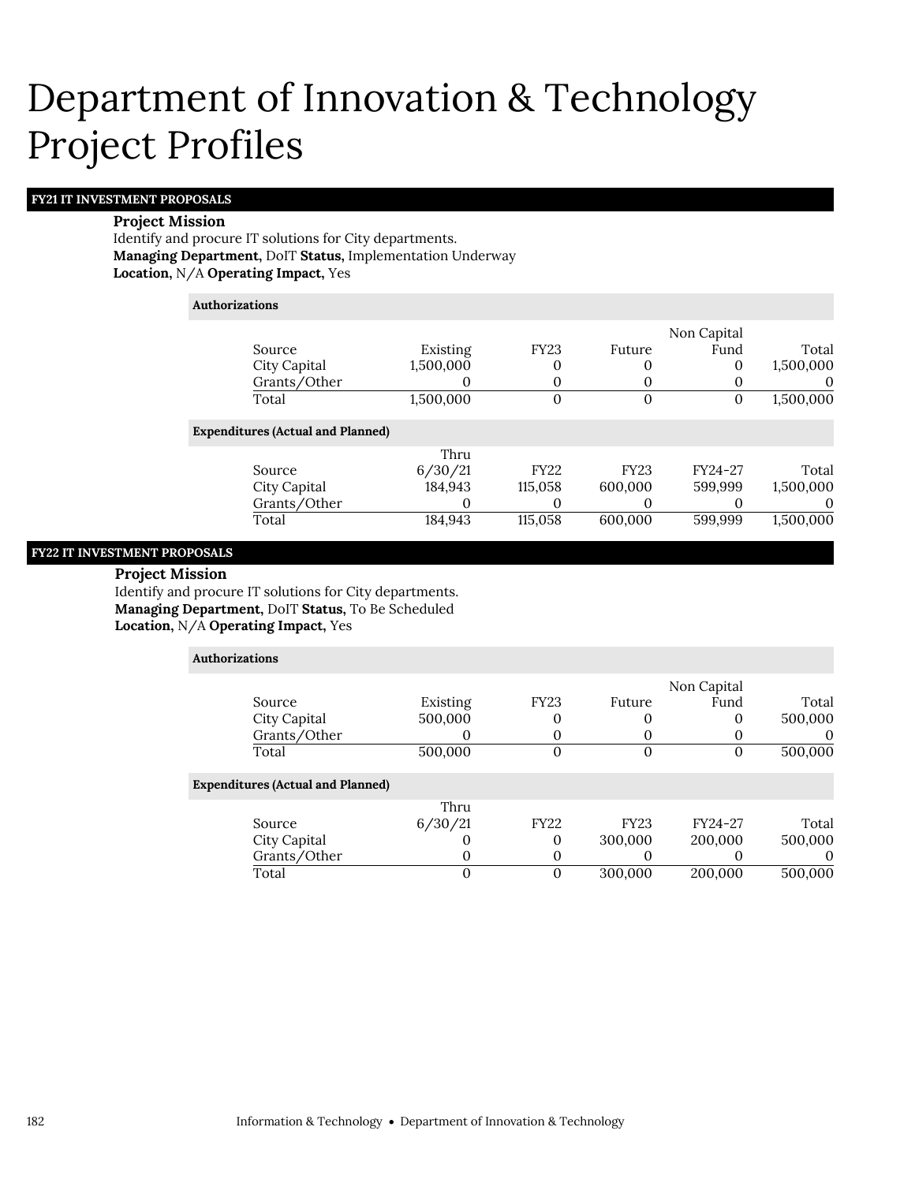# Department of Innovation & Technology Project Profiles

## FY21 IT INVESTMENT PROPOSALS

**Project Mission**

Identify and procure IT solutions for City departments.

**Managing Department,** DoIT **Status,** Implementation Underway

**Location,** N/A **Operating Impact,** Yes

**Authorizations**

| Source | Existing | FY23 | Future | Non Capital Fund | Total |
|---|---|---|---|---|---|
| City Capital | 1,500,000 | 0 | 0 | 0 | 1,500,000 |
| Grants/Other | 0 | 0 | 0 | 0 | 0 |
| Total | 1,500,000 | 0 | 0 | 0 | 1,500,000 |

**Expenditures (Actual and Planned)**

| Source | Thru 6/30/21 | FY22 | FY23 | FY24-27 | Total |
|---|---|---|---|---|---|
| City Capital | 184,943 | 115,058 | 600,000 | 599,999 | 1,500,000 |
| Grants/Other | 0 | 0 | 0 | 0 | 0 |
| Total | 184,943 | 115,058 | 600,000 | 599,999 | 1,500,000 |

## FY22 IT INVESTMENT PROPOSALS

**Project Mission**

Identify and procure IT solutions for City departments.

**Managing Department,** DoIT **Status,** To Be Scheduled

**Location,** N/A **Operating Impact,** Yes

**Authorizations**

| Source | Existing | FY23 | Future | Non Capital Fund | Total |
|---|---|---|---|---|---|
| City Capital | 500,000 | 0 | 0 | 0 | 500,000 |
| Grants/Other | 0 | 0 | 0 | 0 | 0 |
| Total | 500,000 | 0 | 0 | 0 | 500,000 |

**Expenditures (Actual and Planned)**

| Source | Thru 6/30/21 | FY22 | FY23 | FY24-27 | Total |
|---|---|---|---|---|---|
| City Capital | 0 | 0 | 300,000 | 200,000 | 500,000 |
| Grants/Other | 0 | 0 | 0 | 0 | 0 |
| Total | 0 | 0 | 300,000 | 200,000 | 500,000 |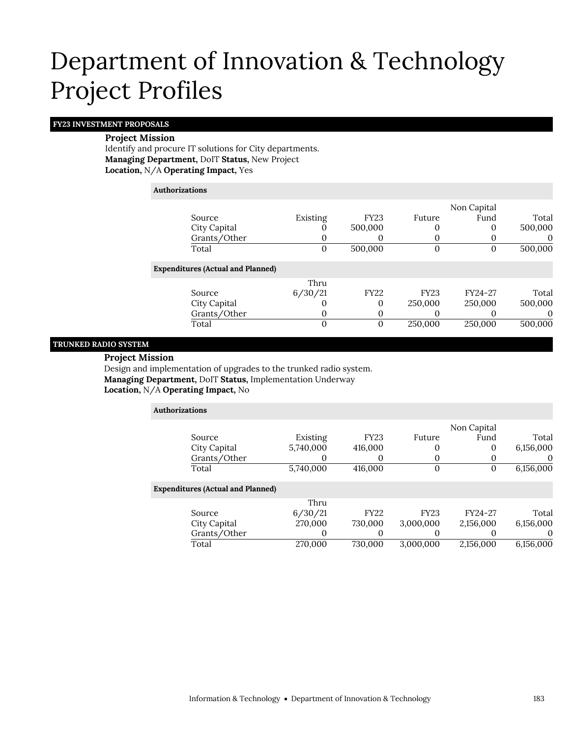# Department of Innovation & Technology Project Profiles

## FY23 INVESTMENT PROPOSALS

**Project Mission**
Identify and procure IT solutions for City departments.
**Managing Department,** DoIT **Status,** New Project
**Location,** N/A **Operating Impact,** Yes

**Authorizations**

| Source | Existing | FY23 | Future | Non Capital Fund | Total |
|---|---|---|---|---|---|
| City Capital | 0 | 500,000 | 0 | 0 | 500,000 |
| Grants/Other | 0 | 0 | 0 | 0 | 0 |
| Total | 0 | 500,000 | 0 | 0 | 500,000 |

**Expenditures (Actual and Planned)**

| Source | Thru 6/30/21 | FY22 | FY23 | FY24-27 | Total |
|---|---|---|---|---|---|
| City Capital | 0 | 0 | 250,000 | 250,000 | 500,000 |
| Grants/Other | 0 | 0 | 0 | 0 | 0 |
| Total | 0 | 0 | 250,000 | 250,000 | 500,000 |

## TRUNKED RADIO SYSTEM

**Project Mission**
Design and implementation of upgrades to the trunked radio system.
**Managing Department,** DoIT **Status,** Implementation Underway
**Location,** N/A **Operating Impact,** No

**Authorizations**

| Source | Existing | FY23 | Future | Non Capital Fund | Total |
|---|---|---|---|---|---|
| City Capital | 5,740,000 | 416,000 | 0 | 0 | 6,156,000 |
| Grants/Other | 0 | 0 | 0 | 0 | 0 |
| Total | 5,740,000 | 416,000 | 0 | 0 | 6,156,000 |

**Expenditures (Actual and Planned)**

| Source | Thru 6/30/21 | FY22 | FY23 | FY24-27 | Total |
|---|---|---|---|---|---|
| City Capital | 270,000 | 730,000 | 3,000,000 | 2,156,000 | 6,156,000 |
| Grants/Other | 0 | 0 | 0 | 0 | 0 |
| Total | 270,000 | 730,000 | 3,000,000 | 2,156,000 | 6,156,000 |